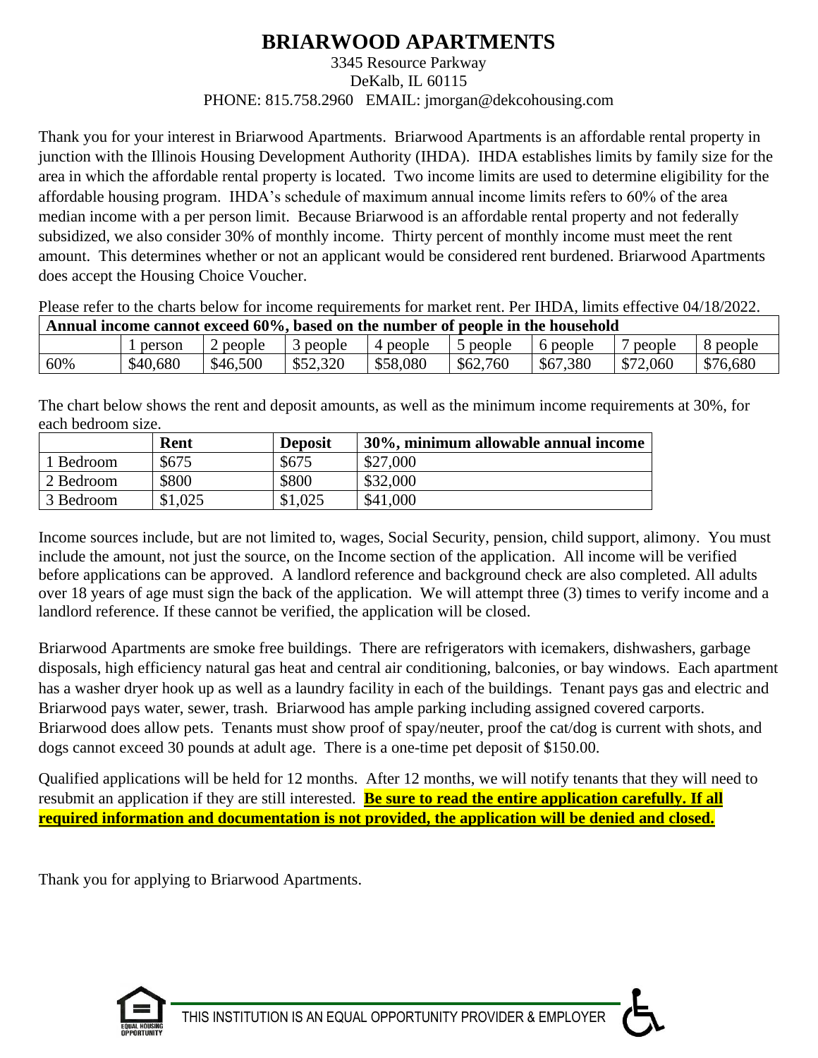# BRIARWOOD APARTMENTS

3345 Resource Parkway
DeKalb, IL 60115
PHONE: 815.758.2960 EMAIL: jmorgan@dekcohousing.com

Thank you for your interest in Briarwood Apartments. Briarwood Apartments is an affordable rental property in junction with the Illinois Housing Development Authority (IHDA). IHDA establishes limits by family size for the area in which the affordable rental property is located. Two income limits are used to determine eligibility for the affordable housing program. IHDA's schedule of maximum annual income limits refers to 60% of the area median income with a per person limit. Because Briarwood is an affordable rental property and not federally subsidized, we also consider 30% of monthly income. Thirty percent of monthly income must meet the rent amount. This determines whether or not an applicant would be considered rent burdened. Briarwood Apartments does accept the Housing Choice Voucher.

Please refer to the charts below for income requirements for market rent. Per IHDA, limits effective 04/18/2022.

| **Annual income cannot exceed 60%, based on the number of people in the household** | | | | | | | | |
|---|---|---|---|---|---|---|---|---|
| | 1 person | 2 people | 3 people | 4 people | 5 people | 6 people | 7 people | 8 people |
| 60% | $40,680 | $46,500 | $52,320 | $58,080 | $62,760 | $67,380 | $72,060 | $76,680 |

The chart below shows the rent and deposit amounts, as well as the minimum income requirements at 30%, for each bedroom size.

| | **Rent** | **Deposit** | **30%, minimum allowable annual income** |
|---|---|---|---|
| 1 Bedroom | $675 | $675 | $27,000 |
| 2 Bedroom | $800 | $800 | $32,000 |
| 3 Bedroom | $1,025 | $1,025 | $41,000 |

Income sources include, but are not limited to, wages, Social Security, pension, child support, alimony. You must include the amount, not just the source, on the Income section of the application. All income will be verified before applications can be approved. A landlord reference and background check are also completed. All adults over 18 years of age must sign the back of the application. We will attempt three (3) times to verify income and a landlord reference. If these cannot be verified, the application will be closed.

Briarwood Apartments are smoke free buildings. There are refrigerators with icemakers, dishwashers, garbage disposals, high efficiency natural gas heat and central air conditioning, balconies, or bay windows. Each apartment has a washer dryer hook up as well as a laundry facility in each of the buildings. Tenant pays gas and electric and Briarwood pays water, sewer, trash. Briarwood has ample parking including assigned covered carports. Briarwood does allow pets. Tenants must show proof of spay/neuter, proof the cat/dog is current with shots, and dogs cannot exceed 30 pounds at adult age. There is a one-time pet deposit of $150.00.

Qualified applications will be held for 12 months. After 12 months, we will notify tenants that they will need to resubmit an application if they are still interested. **Be sure to read the entire application carefully. If all required information and documentation is not provided, the application will be denied and closed.**

Thank you for applying to Briarwood Apartments.

THIS INSTITUTION IS AN EQUAL OPPORTUNITY PROVIDER & EMPLOYER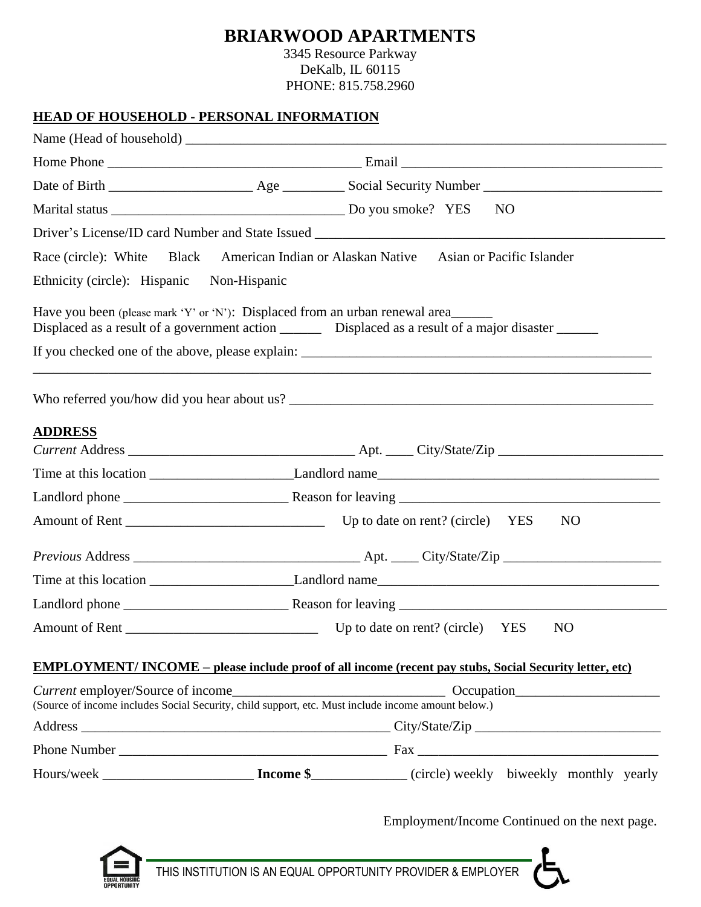# BRIARWOOD APARTMENTS

3345 Resource Parkway
DeKalb, IL 60115
PHONE: 815.758.2960

## HEAD OF HOUSEHOLD - PERSONAL INFORMATION

Name (Head of household) ___________________________________________________________________

Home Phone ____________________________________ Email _____________________________________

Date of Birth ____________________ Age _________ Social Security Number _________________________

Marital status _________________________________ Do you smoke? YES NO

Driver's License/ID card Number and State Issued ___________________________________________________

Race (circle): White Black American Indian or Alaskan Native Asian or Pacific Islander

Ethnicity (circle): Hispanic Non-Hispanic

Have you been (please mark 'Y' or 'N'): Displaced from an urban renewal area______
Displaced as a result of a government action ______ Displaced as a result of a major disaster ______

If you checked one of the above, please explain: ____________________________________________________

_____________________________________________________________________________________________

Who referred you/how did you hear about us? _______________________________________________________

## ADDRESS

*Current* Address _________________________________ Apt. ____ City/State/Zip ________________________

Time at this location ____________________Landlord name_________________________________________

Landlord phone _______________________ Reason for leaving ______________________________________

Amount of Rent _____________________________ Up to date on rent? (circle) YES NO

*Previous* Address _________________________________ Apt. ____ City/State/Zip _______________________

Time at this location ____________________Landlord name_________________________________________

Landlord phone _______________________ Reason for leaving ______________________________________

Amount of Rent ___________________________ Up to date on rent? (circle) YES NO

## EMPLOYMENT/ INCOME – please include proof of all income (recent pay stubs, Social Security letter, etc)

*Current* employer/Source of income______________________________ Occupation_____________________
(Source of income includes Social Security, child support, etc. Must include income amount below.)

Address _____________________________________________ City/State/Zip ___________________________

Phone Number ________________________________________ Fax __________________________________

Hours/week _____________________ **Income $**_____________ (circle) weekly biweekly monthly yearly

Employment/Income Continued on the next page.

THIS INSTITUTION IS AN EQUAL OPPORTUNITY PROVIDER & EMPLOYER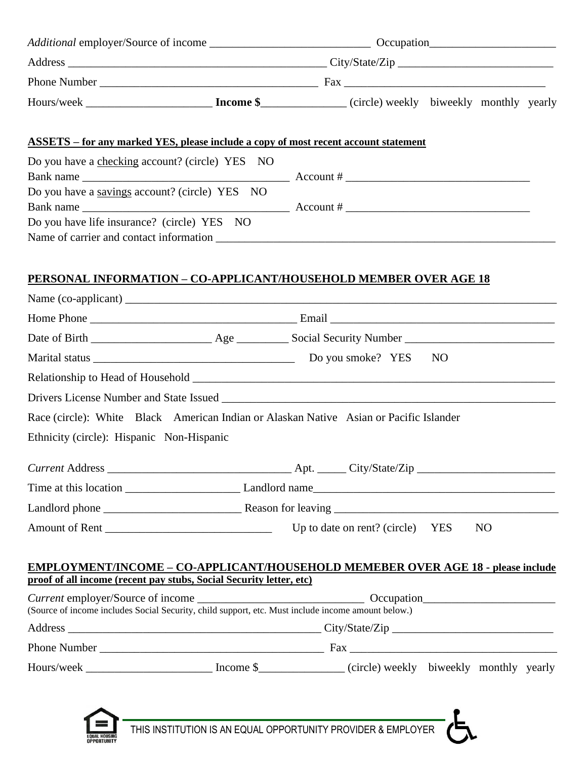*Additional* employer/Source of income ____________________________ Occupation______________________

Address _____________________________________________ City/State/Zip ___________________________

Phone Number _______________________________________ Fax ___________________________________

Hours/week _____________________ **Income $**______________ (circle) weekly biweekly monthly yearly

**ASSETS – for any marked YES, please include a copy of most recent account statement**

Do you have a checking account? (circle) YES NO

Bank name __________________________________ Account # ______________________________

Do you have a savings account? (circle) YES NO

Bank name __________________________________ Account # ______________________________

Do you have life insurance? (circle) YES NO

Name of carrier and contact information ___________________________________________________________

**PERSONAL INFORMATION – CO-APPLICANT/HOUSEHOLD MEMBER OVER AGE 18**

Name (co-applicant) ___________________________________________________________________________

Home Phone ___________________________________ Email ______________________________________

Date of Birth ____________________ Age _________ Social Security Number __________________________

Marital status ___________________________________ Do you smoke? YES NO

Relationship to Head of Household ________________________________________________________________

Drivers License Number and State Issued ___________________________________________________________

Race (circle): White Black American Indian or Alaskan Native Asian or Pacific Islander

Ethnicity (circle): Hispanic Non-Hispanic

*Current* Address _______________________________ Apt. _____ City/State/Zip ________________________

Time at this location ___________________ Landlord name__________________________________________

Landlord phone _______________________ Reason for leaving _____________________________________

Amount of Rent ____________________________ Up to date on rent? (circle) YES NO

**EMPLOYMENT/INCOME – CO-APPLICANT/HOUSEHOLD MEMEBER OVER AGE 18 - please include proof of all income (recent pay stubs, Social Security letter, etc)**

*Current* employer/Source of income ____________________________ Occupation______________________

(Source of income includes Social Security, child support, etc. Must include income amount below.)

Address _____________________________________________ City/State/Zip ___________________________

Phone Number _______________________________________ Fax ___________________________________

Hours/week _____________________ Income $______________ (circle) weekly biweekly monthly yearly

THIS INSTITUTION IS AN EQUAL OPPORTUNITY PROVIDER & EMPLOYER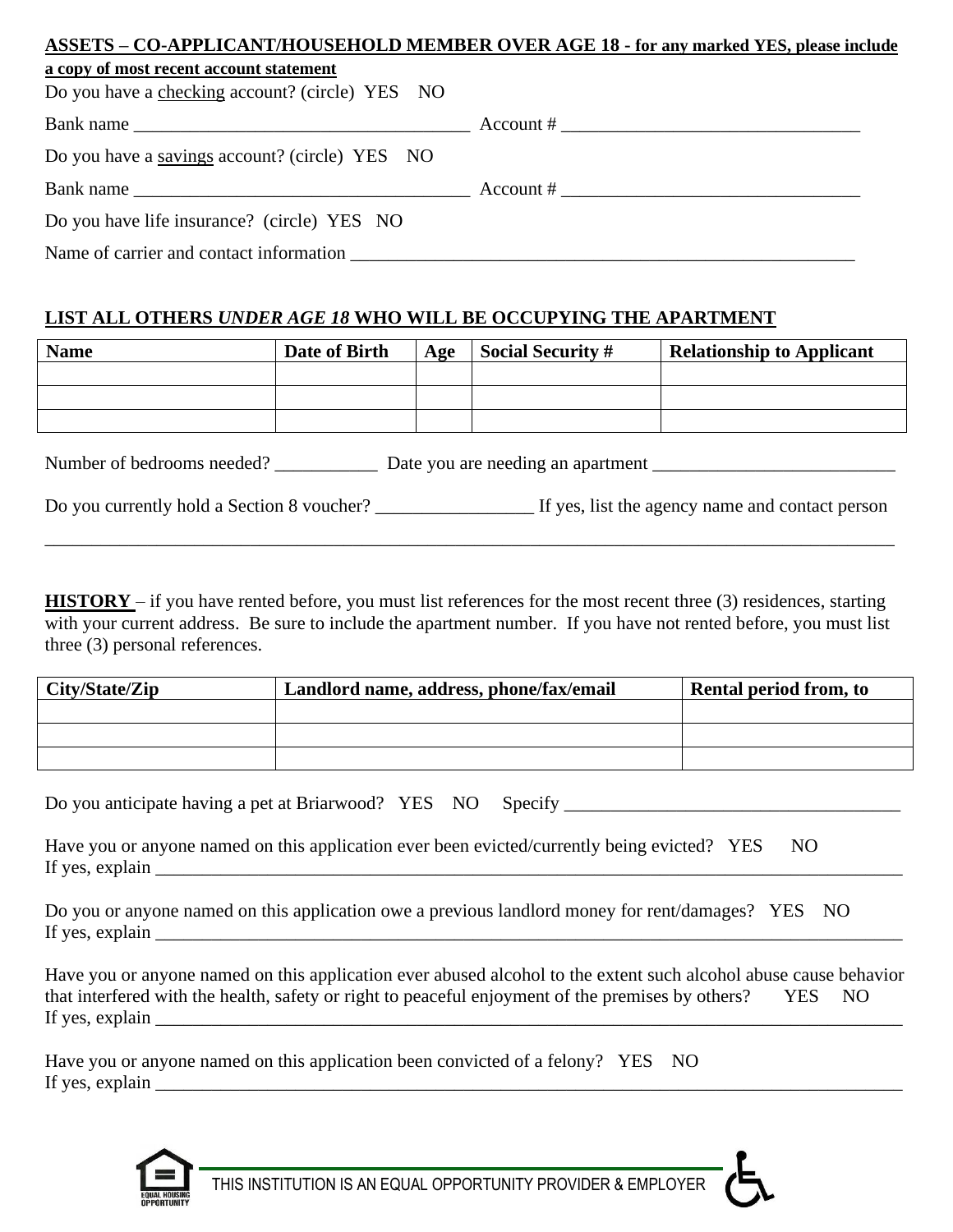**ASSETS – CO-APPLICANT/HOUSEHOLD MEMBER OVER AGE 18 - for any marked YES, please include a copy of most recent account statement**

Do you have a checking account? (circle) YES NO

Bank name ___________________________________ Account # _______________________________

Do you have a savings account? (circle) YES NO

Bank name ___________________________________ Account # _______________________________

Do you have life insurance? (circle) YES NO

Name of carrier and contact information _______________________________________________________

**LIST ALL OTHERS *UNDER AGE 18* WHO WILL BE OCCUPYING THE APARTMENT**

| Name | Date of Birth | Age | Social Security # | Relationship to Applicant |
|---|---|---|---|---|
| | | | | |
| | | | | |
| | | | | |

Number of bedrooms needed? ___________ Date you are needing an apartment __________________________

Do you currently hold a Section 8 voucher? _________________ If yes, list the agency name and contact person

_____________________________________________________________________________________________

**HISTORY** – if you have rented before, you must list references for the most recent three (3) residences, starting with your current address. Be sure to include the apartment number. If you have not rented before, you must list three (3) personal references.

| City/State/Zip | Landlord name, address, phone/fax/email | Rental period from, to |
|---|---|---|
| | | |
| | | |
| | | |

Do you anticipate having a pet at Briarwood? YES NO Specify ____________________________________

Have you or anyone named on this application ever been evicted/currently being evicted? YES NO
If yes, explain _________________________________________________________________________________

Do you or anyone named on this application owe a previous landlord money for rent/damages? YES NO
If yes, explain _________________________________________________________________________________

Have you or anyone named on this application ever abused alcohol to the extent such alcohol abuse cause behavior that interfered with the health, safety or right to peaceful enjoyment of the premises by others? YES NO
If yes, explain _________________________________________________________________________________

Have you or anyone named on this application been convicted of a felony? YES NO
If yes, explain _________________________________________________________________________________

EQUAL HOUSING OPPORTUNITY

THIS INSTITUTION IS AN EQUAL OPPORTUNITY PROVIDER & EMPLOYER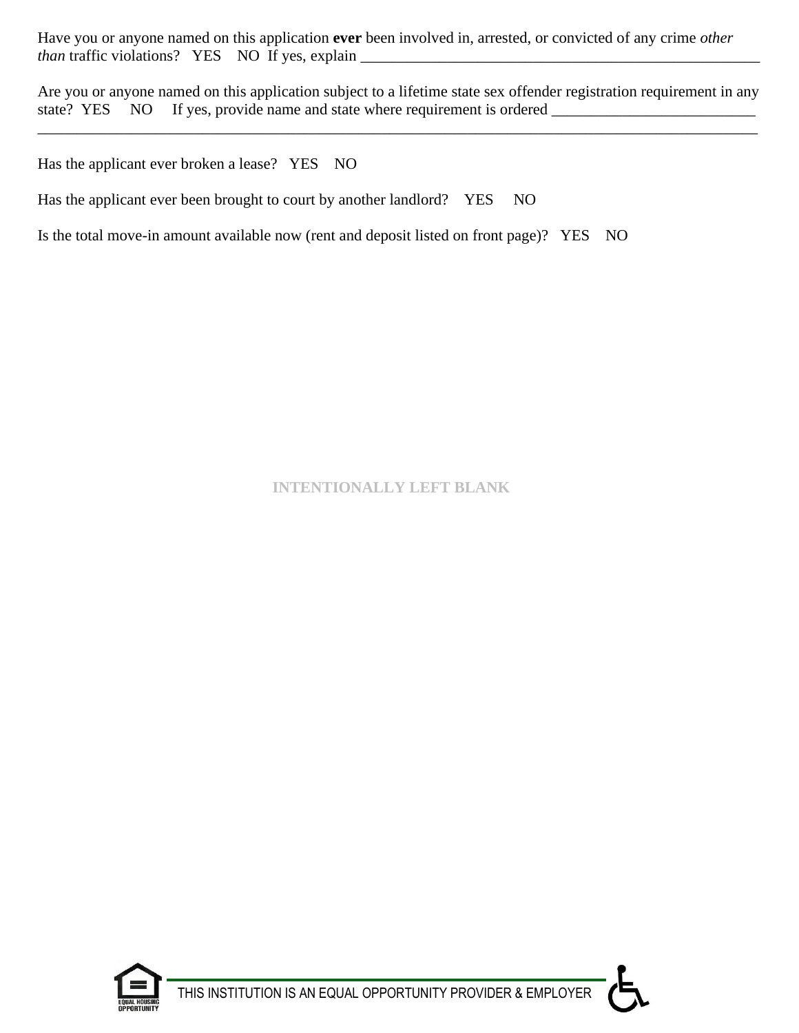Have you or anyone named on this application **ever** been involved in, arrested, or convicted of any crime *other than* traffic violations?   YES    NO  If yes, explain _______________________________________________________

Are you or anyone named on this application subject to a lifetime state sex offender registration requirement in any state?  YES     NO     If yes, provide name and state where requirement is ordered ___________________________
_____________________________________________________________________________________________

Has the applicant ever broken a lease?   YES    NO

Has the applicant ever been brought to court by another landlord?    YES     NO

Is the total move-in amount available now (rent and deposit listed on front page)?   YES    NO

INTENTIONALLY LEFT BLANK

THIS INSTITUTION IS AN EQUAL OPPORTUNITY PROVIDER & EMPLOYER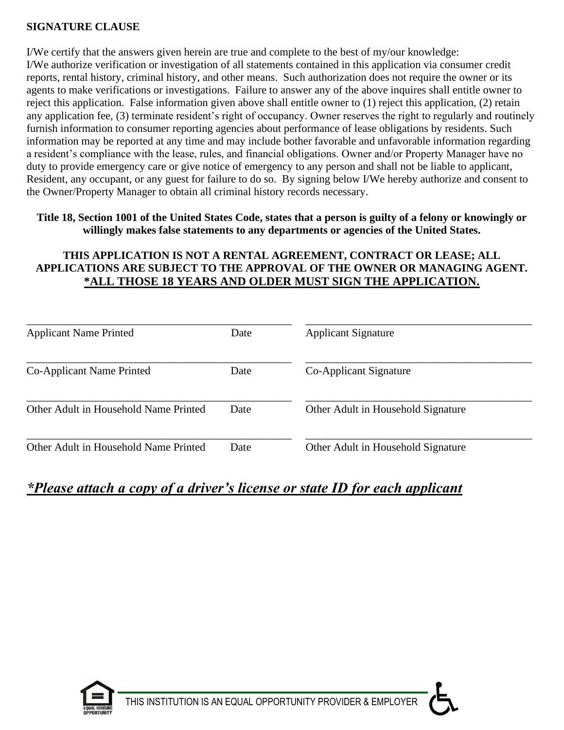**SIGNATURE CLAUSE**

I/We certify that the answers given herein are true and complete to the best of my/our knowledge:
I/We authorize verification or investigation of all statements contained in this application via consumer credit reports, rental history, criminal history, and other means. Such authorization does not require the owner or its agents to make verifications or investigations. Failure to answer any of the above inquires shall entitle owner to reject this application. False information given above shall entitle owner to (1) reject this application, (2) retain any application fee, (3) terminate resident's right of occupancy. Owner reserves the right to regularly and routinely furnish information to consumer reporting agencies about performance of lease obligations by residents. Such information may be reported at any time and may include bother favorable and unfavorable information regarding a resident's compliance with the lease, rules, and financial obligations. Owner and/or Property Manager have no duty to provide emergency care or give notice of emergency to any person and shall not be liable to applicant, Resident, any occupant, or any guest for failure to do so. By signing below I/We hereby authorize and consent to the Owner/Property Manager to obtain all criminal history records necessary.

**Title 18, Section 1001 of the United States Code, states that a person is guilty of a felony or knowingly or willingly makes false statements to any departments or agencies of the United States.**

**THIS APPLICATION IS NOT A RENTAL AGREEMENT, CONTRACT OR LEASE; ALL APPLICATIONS ARE SUBJECT TO THE APPROVAL OF THE OWNER OR MANAGING AGENT.**
**<u>*ALL THOSE 18 YEARS AND OLDER MUST SIGN THE APPLICATION.</u>**

| | | |
|---|---|---|
| Applicant Name Printed | Date | Applicant Signature |
| Co-Applicant Name Printed | Date | Co-Applicant Signature |
| Other Adult in Household Name Printed | Date | Other Adult in Household Signature |
| Other Adult in Household Name Printed | Date | Other Adult in Household Signature |

***<u>*Please attach a copy of a driver's license or state ID for each applicant</u>***

EQUAL HOUSING OPPORTUNITY

THIS INSTITUTION IS AN EQUAL OPPORTUNITY PROVIDER & EMPLOYER